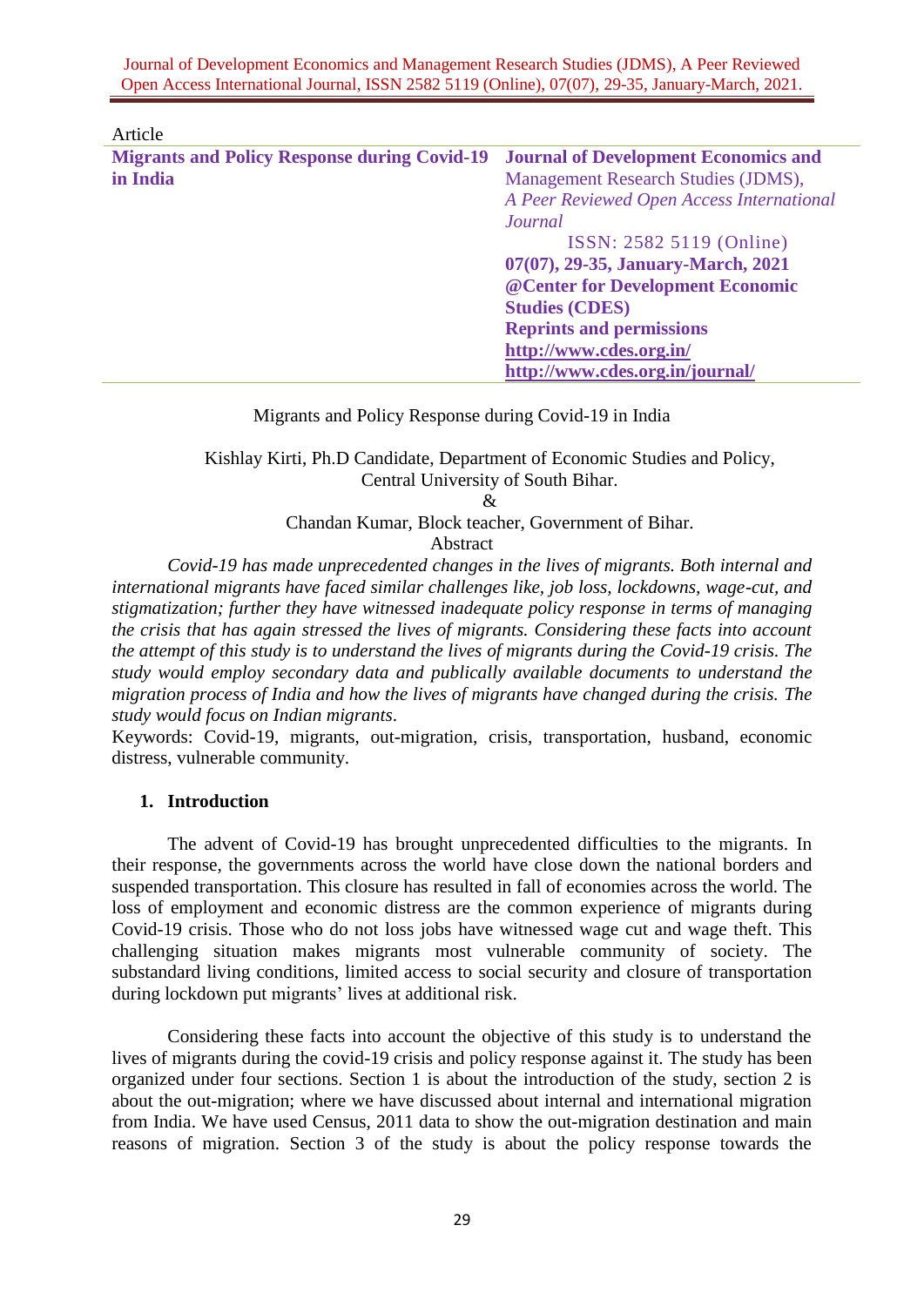Article

| **Migrants and Policy Response during Covid-19 in India** | **Journal of Development Economics and** Management Research Studies (JDMS), *A Peer Reviewed Open Access International Journal* ISSN: 2582 5119 (Online) **07(07), 29-35, January-March, 2021** **@Center for Development Economic Studies (CDES)** **Reprints and permissions** **http://www.cdes.org.in/** **http://www.cdes.org.in/journal/** |
|---|---|

Migrants and Policy Response during Covid-19 in India

Kishlay Kirti, Ph.D Candidate, Department of Economic Studies and Policy, Central University of South Bihar.

&

Chandan Kumar, Block teacher, Government of Bihar.

Abstract

*Covid-19 has made unprecedented changes in the lives of migrants. Both internal and international migrants have faced similar challenges like, job loss, lockdowns, wage-cut, and stigmatization; further they have witnessed inadequate policy response in terms of managing the crisis that has again stressed the lives of migrants. Considering these facts into account the attempt of this study is to understand the lives of migrants during the Covid-19 crisis. The study would employ secondary data and publically available documents to understand the migration process of India and how the lives of migrants have changed during the crisis. The study would focus on Indian migrants.*

Keywords: Covid-19, migrants, out-migration, crisis, transportation, husband, economic distress, vulnerable community.

## 1. Introduction

The advent of Covid-19 has brought unprecedented difficulties to the migrants. In their response, the governments across the world have close down the national borders and suspended transportation. This closure has resulted in fall of economies across the world. The loss of employment and economic distress are the common experience of migrants during Covid-19 crisis. Those who do not loss jobs have witnessed wage cut and wage theft. This challenging situation makes migrants most vulnerable community of society. The substandard living conditions, limited access to social security and closure of transportation during lockdown put migrants' lives at additional risk.

Considering these facts into account the objective of this study is to understand the lives of migrants during the covid-19 crisis and policy response against it. The study has been organized under four sections. Section 1 is about the introduction of the study, section 2 is about the out-migration; where we have discussed about internal and international migration from India. We have used Census, 2011 data to show the out-migration destination and main reasons of migration. Section 3 of the study is about the policy response towards the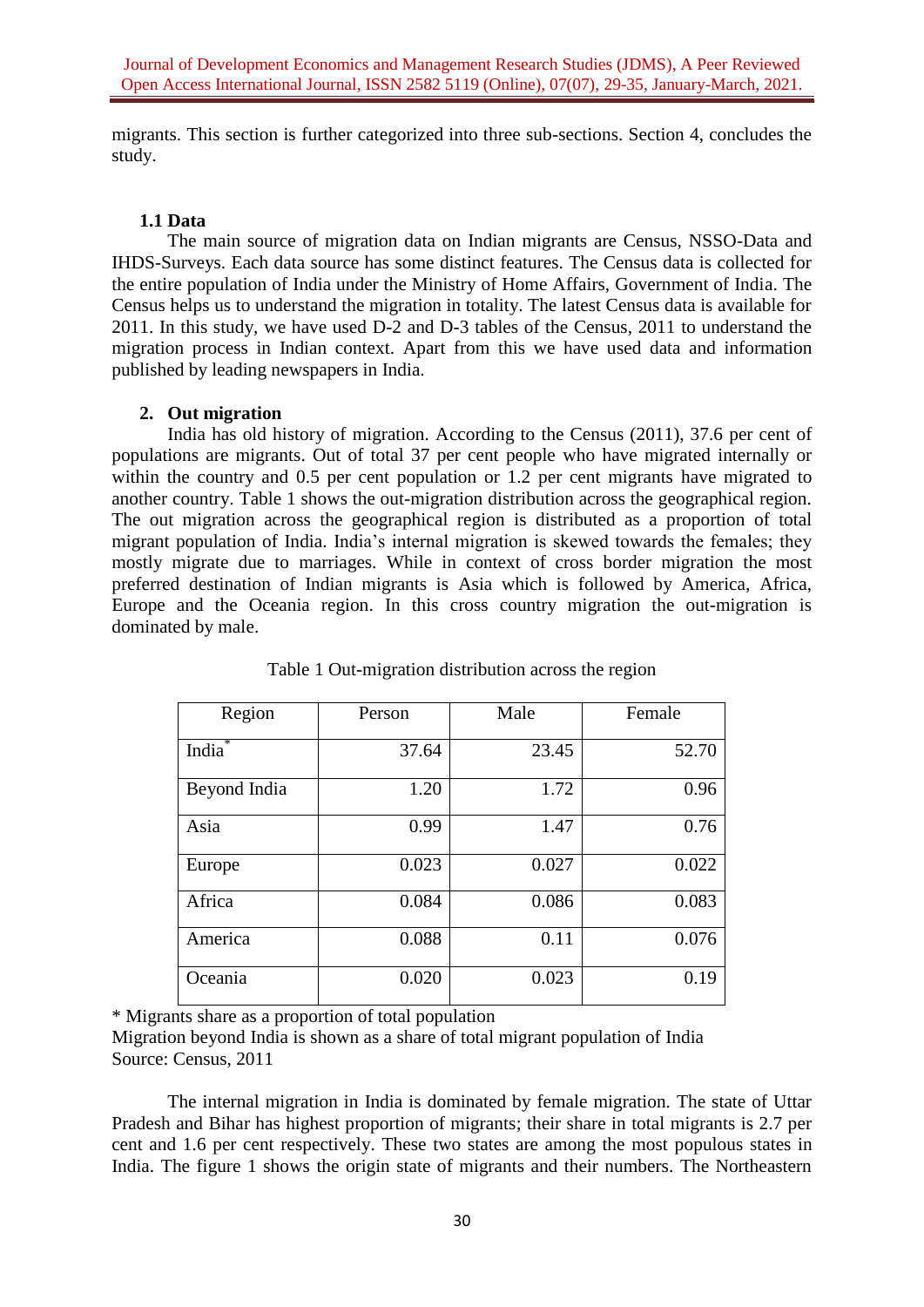migrants. This section is further categorized into three sub-sections. Section 4, concludes the study.

### 1.1 Data

The main source of migration data on Indian migrants are Census, NSSO-Data and IHDS-Surveys. Each data source has some distinct features. The Census data is collected for the entire population of India under the Ministry of Home Affairs, Government of India. The Census helps us to understand the migration in totality. The latest Census data is available for 2011. In this study, we have used D-2 and D-3 tables of the Census, 2011 to understand the migration process in Indian context. Apart from this we have used data and information published by leading newspapers in India.

## 2. Out migration

India has old history of migration. According to the Census (2011), 37.6 per cent of populations are migrants. Out of total 37 per cent people who have migrated internally or within the country and 0.5 per cent population or 1.2 per cent migrants have migrated to another country. Table 1 shows the out-migration distribution across the geographical region. The out migration across the geographical region is distributed as a proportion of total migrant population of India. India's internal migration is skewed towards the females; they mostly migrate due to marriages. While in context of cross border migration the most preferred destination of Indian migrants is Asia which is followed by America, Africa, Europe and the Oceania region. In this cross country migration the out-migration is dominated by male.

Table 1 Out-migration distribution across the region

| Region | Person | Male | Female |
|---|---|---|---|
| India* | 37.64 | 23.45 | 52.70 |
| Beyond India | 1.20 | 1.72 | 0.96 |
| Asia | 0.99 | 1.47 | 0.76 |
| Europe | 0.023 | 0.027 | 0.022 |
| Africa | 0.084 | 0.086 | 0.083 |
| America | 0.088 | 0.11 | 0.076 |
| Oceania | 0.020 | 0.023 | 0.19 |

* Migrants share as a proportion of total population
Migration beyond India is shown as a share of total migrant population of India
Source: Census, 2011

The internal migration in India is dominated by female migration. The state of Uttar Pradesh and Bihar has highest proportion of migrants; their share in total migrants is 2.7 per cent and 1.6 per cent respectively. These two states are among the most populous states in India. The figure 1 shows the origin state of migrants and their numbers. The Northeastern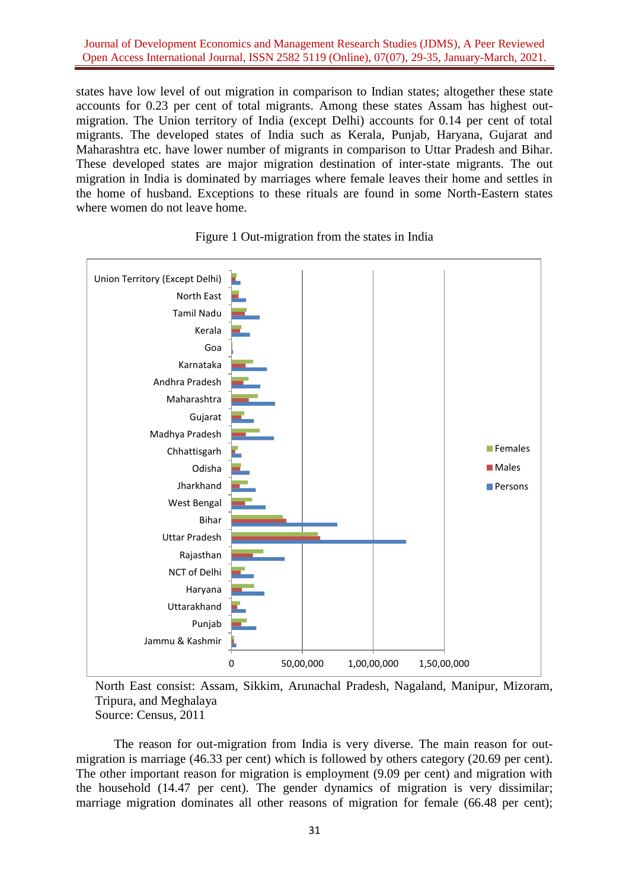states have low level of out migration in comparison to Indian states; altogether these state accounts for 0.23 per cent of total migrants. Among these states Assam has highest out-migration. The Union territory of India (except Delhi) accounts for 0.14 per cent of total migrants. The developed states of India such as Kerala, Punjab, Haryana, Gujarat and Maharashtra etc. have lower number of migrants in comparison to Uttar Pradesh and Bihar. These developed states are major migration destination of inter-state migrants. The out migration in India is dominated by marriages where female leaves their home and settles in the home of husband. Exceptions to these rituals are found in some North-Eastern states where women do not leave home.

Figure 1 Out-migration from the states in India

North East consist: Assam, Sikkim, Arunachal Pradesh, Nagaland, Manipur, Mizoram, Tripura, and Meghalaya

Source: Census, 2011

The reason for out-migration from India is very diverse. The main reason for out-migration is marriage (46.33 per cent) which is followed by others category (20.69 per cent). The other important reason for migration is employment (9.09 per cent) and migration with the household (14.47 per cent). The gender dynamics of migration is very dissimilar; marriage migration dominates all other reasons of migration for female (66.48 per cent);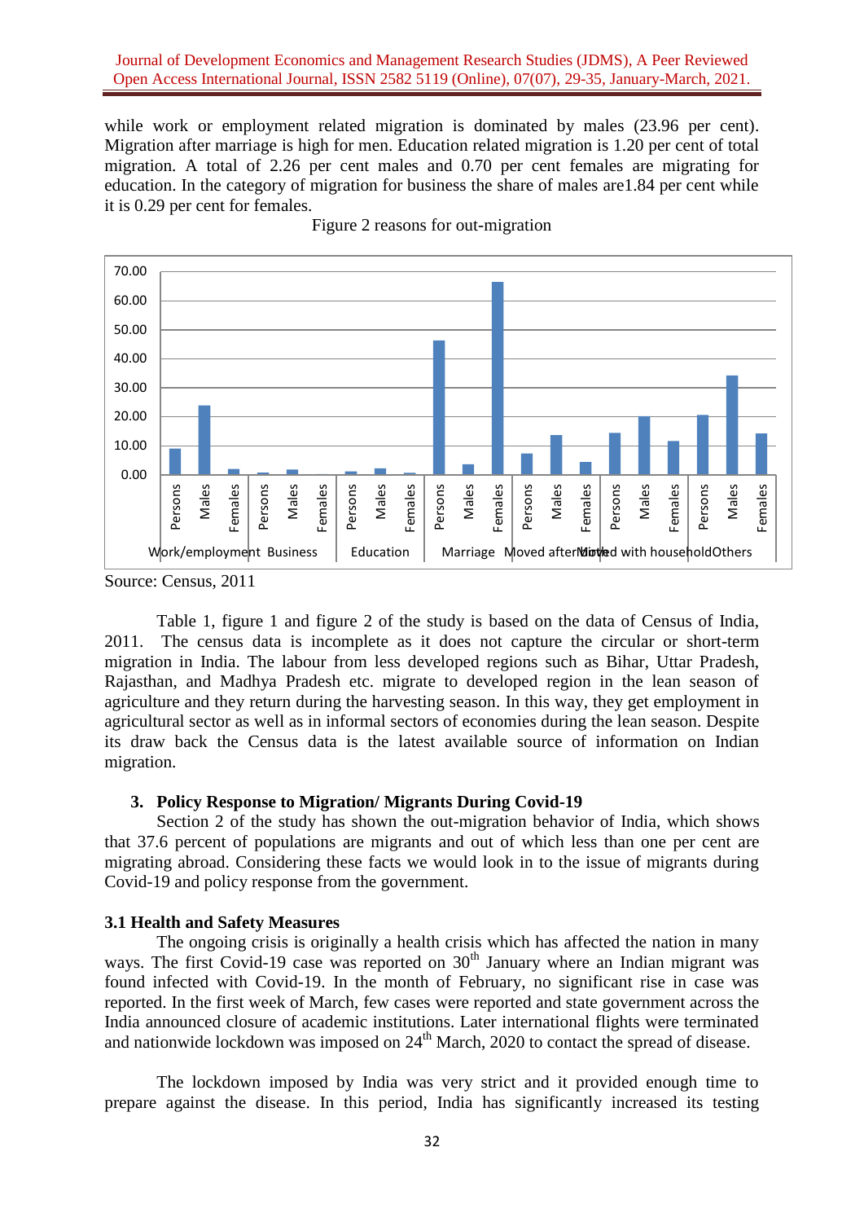while work or employment related migration is dominated by males (23.96 per cent). Migration after marriage is high for men. Education related migration is 1.20 per cent of total migration. A total of 2.26 per cent males and 0.70 per cent females are migrating for education. In the category of migration for business the share of males are1.84 per cent while it is 0.29 per cent for females.

Figure 2 reasons for out-migration

Source: Census, 2011

Table 1, figure 1 and figure 2 of the study is based on the data of Census of India, 2011. The census data is incomplete as it does not capture the circular or short-term migration in India. The labour from less developed regions such as Bihar, Uttar Pradesh, Rajasthan, and Madhya Pradesh etc. migrate to developed region in the lean season of agriculture and they return during the harvesting season. In this way, they get employment in agricultural sector as well as in informal sectors of economies during the lean season. Despite its draw back the Census data is the latest available source of information on Indian migration.

### 3. Policy Response to Migration/ Migrants During Covid-19

Section 2 of the study has shown the out-migration behavior of India, which shows that 37.6 percent of populations are migrants and out of which less than one per cent are migrating abroad. Considering these facts we would look in to the issue of migrants during Covid-19 and policy response from the government.

### 3.1 Health and Safety Measures

The ongoing crisis is originally a health crisis which has affected the nation in many ways. The first Covid-19 case was reported on 30th January where an Indian migrant was found infected with Covid-19. In the month of February, no significant rise in case was reported. In the first week of March, few cases were reported and state government across the India announced closure of academic institutions. Later international flights were terminated and nationwide lockdown was imposed on 24th March, 2020 to contact the spread of disease.

The lockdown imposed by India was very strict and it provided enough time to prepare against the disease. In this period, India has significantly increased its testing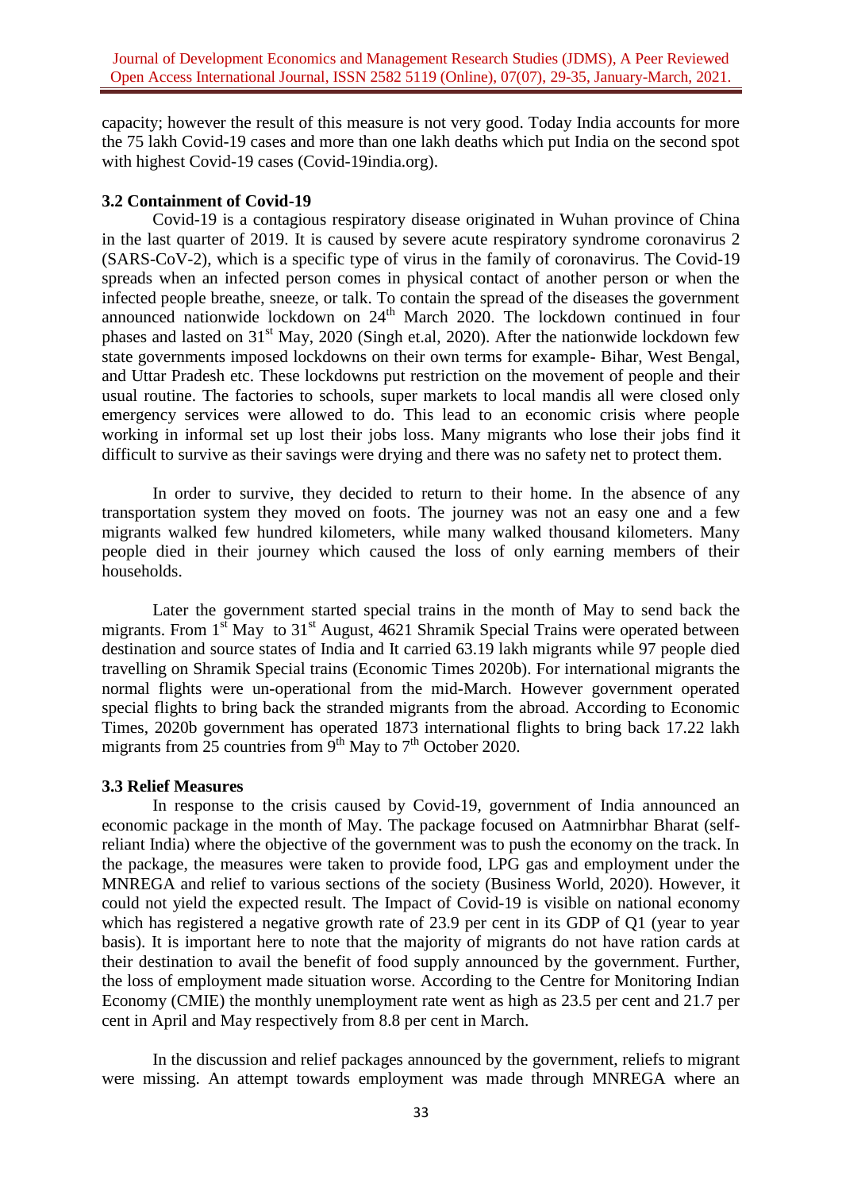capacity; however the result of this measure is not very good. Today India accounts for more the 75 lakh Covid-19 cases and more than one lakh deaths which put India on the second spot with highest Covid-19 cases (Covid-19india.org).

### 3.2 Containment of Covid-19

Covid-19 is a contagious respiratory disease originated in Wuhan province of China in the last quarter of 2019. It is caused by severe acute respiratory syndrome coronavirus 2 (SARS-CoV-2), which is a specific type of virus in the family of coronavirus. The Covid-19 spreads when an infected person comes in physical contact of another person or when the infected people breathe, sneeze, or talk. To contain the spread of the diseases the government announced nationwide lockdown on 24th March 2020. The lockdown continued in four phases and lasted on 31st May, 2020 (Singh et.al, 2020). After the nationwide lockdown few state governments imposed lockdowns on their own terms for example- Bihar, West Bengal, and Uttar Pradesh etc. These lockdowns put restriction on the movement of people and their usual routine. The factories to schools, super markets to local mandis all were closed only emergency services were allowed to do. This lead to an economic crisis where people working in informal set up lost their jobs loss. Many migrants who lose their jobs find it difficult to survive as their savings were drying and there was no safety net to protect them.

In order to survive, they decided to return to their home. In the absence of any transportation system they moved on foots. The journey was not an easy one and a few migrants walked few hundred kilometers, while many walked thousand kilometers. Many people died in their journey which caused the loss of only earning members of their households.

Later the government started special trains in the month of May to send back the migrants. From 1st May to 31st August, 4621 Shramik Special Trains were operated between destination and source states of India and It carried 63.19 lakh migrants while 97 people died travelling on Shramik Special trains (Economic Times 2020b). For international migrants the normal flights were un-operational from the mid-March. However government operated special flights to bring back the stranded migrants from the abroad. According to Economic Times, 2020b government has operated 1873 international flights to bring back 17.22 lakh migrants from 25 countries from 9th May to 7th October 2020.

### 3.3 Relief Measures

In response to the crisis caused by Covid-19, government of India announced an economic package in the month of May. The package focused on Aatmnirbhar Bharat (self-reliant India) where the objective of the government was to push the economy on the track. In the package, the measures were taken to provide food, LPG gas and employment under the MNREGA and relief to various sections of the society (Business World, 2020). However, it could not yield the expected result. The Impact of Covid-19 is visible on national economy which has registered a negative growth rate of 23.9 per cent in its GDP of Q1 (year to year basis). It is important here to note that the majority of migrants do not have ration cards at their destination to avail the benefit of food supply announced by the government. Further, the loss of employment made situation worse. According to the Centre for Monitoring Indian Economy (CMIE) the monthly unemployment rate went as high as 23.5 per cent and 21.7 per cent in April and May respectively from 8.8 per cent in March.

In the discussion and relief packages announced by the government, reliefs to migrant were missing. An attempt towards employment was made through MNREGA where an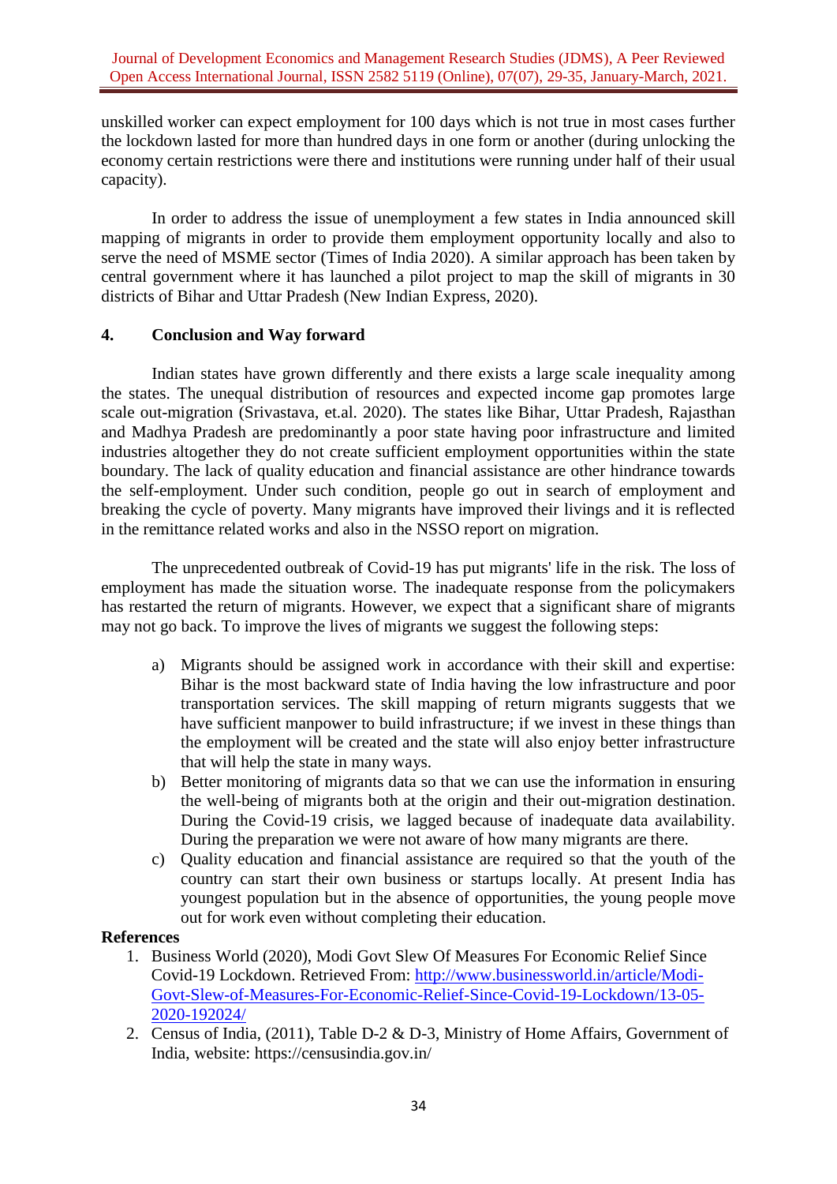unskilled worker can expect employment for 100 days which is not true in most cases further the lockdown lasted for more than hundred days in one form or another (during unlocking the economy certain restrictions were there and institutions were running under half of their usual capacity).

In order to address the issue of unemployment a few states in India announced skill mapping of migrants in order to provide them employment opportunity locally and also to serve the need of MSME sector (Times of India 2020). A similar approach has been taken by central government where it has launched a pilot project to map the skill of migrants in 30 districts of Bihar and Uttar Pradesh (New Indian Express, 2020).

## 4. Conclusion and Way forward

Indian states have grown differently and there exists a large scale inequality among the states. The unequal distribution of resources and expected income gap promotes large scale out-migration (Srivastava, et.al. 2020). The states like Bihar, Uttar Pradesh, Rajasthan and Madhya Pradesh are predominantly a poor state having poor infrastructure and limited industries altogether they do not create sufficient employment opportunities within the state boundary. The lack of quality education and financial assistance are other hindrance towards the self-employment. Under such condition, people go out in search of employment and breaking the cycle of poverty. Many migrants have improved their livings and it is reflected in the remittance related works and also in the NSSO report on migration.

The unprecedented outbreak of Covid-19 has put migrants' life in the risk. The loss of employment has made the situation worse. The inadequate response from the policymakers has restarted the return of migrants. However, we expect that a significant share of migrants may not go back. To improve the lives of migrants we suggest the following steps:

a) Migrants should be assigned work in accordance with their skill and expertise: Bihar is the most backward state of India having the low infrastructure and poor transportation services. The skill mapping of return migrants suggests that we have sufficient manpower to build infrastructure; if we invest in these things than the employment will be created and the state will also enjoy better infrastructure that will help the state in many ways.

b) Better monitoring of migrants data so that we can use the information in ensuring the well-being of migrants both at the origin and their out-migration destination. During the Covid-19 crisis, we lagged because of inadequate data availability. During the preparation we were not aware of how many migrants are there.

c) Quality education and financial assistance are required so that the youth of the country can start their own business or startups locally. At present India has youngest population but in the absence of opportunities, the young people move out for work even without completing their education.

**References**

1. Business World (2020), Modi Govt Slew Of Measures For Economic Relief Since Covid-19 Lockdown. Retrieved From: http://www.businessworld.in/article/Modi-Govt-Slew-of-Measures-For-Economic-Relief-Since-Covid-19-Lockdown/13-05-2020-192024/
2. Census of India, (2011), Table D-2 & D-3, Ministry of Home Affairs, Government of India, website: https://censusindia.gov.in/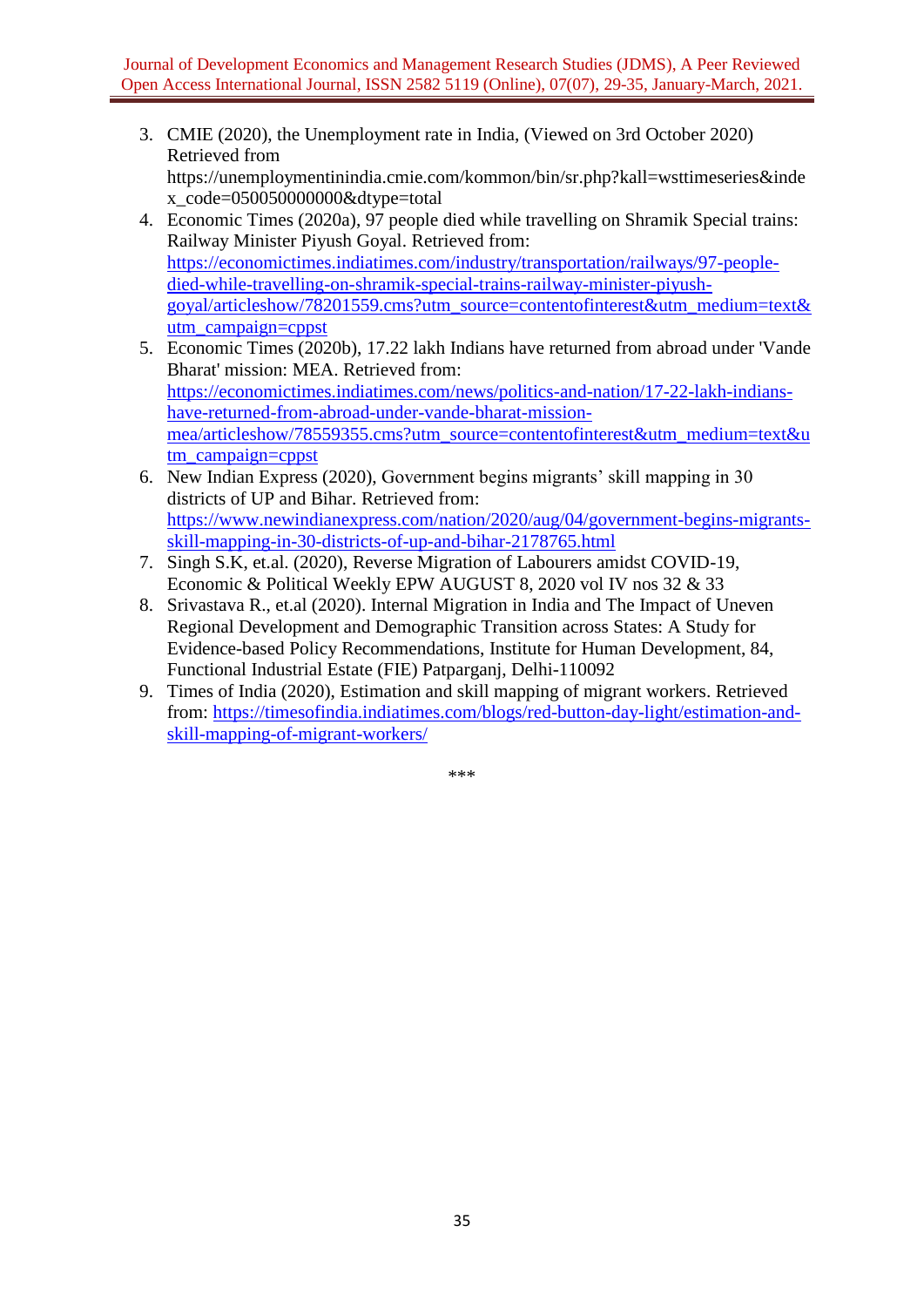3. CMIE (2020), the Unemployment rate in India, (Viewed on 3rd October 2020) Retrieved from https://unemploymentinindia.cmie.com/kommon/bin/sr.php?kall=wsttimeseries&index_code=050050000000&dtype=total
4. Economic Times (2020a), 97 people died while travelling on Shramik Special trains: Railway Minister Piyush Goyal. Retrieved from: https://economictimes.indiatimes.com/industry/transportation/railways/97-people-died-while-travelling-on-shramik-special-trains-railway-minister-piyush-goyal/articleshow/78201559.cms?utm_source=contentofinterest&utm_medium=text&utm_campaign=cppst
5. Economic Times (2020b), 17.22 lakh Indians have returned from abroad under 'Vande Bharat' mission: MEA. Retrieved from: https://economictimes.indiatimes.com/news/politics-and-nation/17-22-lakh-indians-have-returned-from-abroad-under-vande-bharat-mission-mea/articleshow/78559355.cms?utm_source=contentofinterest&utm_medium=text&utm_campaign=cppst
6. New Indian Express (2020), Government begins migrants' skill mapping in 30 districts of UP and Bihar. Retrieved from: https://www.newindianexpress.com/nation/2020/aug/04/government-begins-migrants-skill-mapping-in-30-districts-of-up-and-bihar-2178765.html
7. Singh S.K, et.al. (2020), Reverse Migration of Labourers amidst COVID-19, Economic & Political Weekly EPW AUGUST 8, 2020 vol IV nos 32 & 33
8. Srivastava R., et.al (2020). Internal Migration in India and The Impact of Uneven Regional Development and Demographic Transition across States: A Study for Evidence-based Policy Recommendations, Institute for Human Development, 84, Functional Industrial Estate (FIE) Patparganj, Delhi-110092
9. Times of India (2020), Estimation and skill mapping of migrant workers. Retrieved from: https://timesofindia.indiatimes.com/blogs/red-button-day-light/estimation-and-skill-mapping-of-migrant-workers/

***